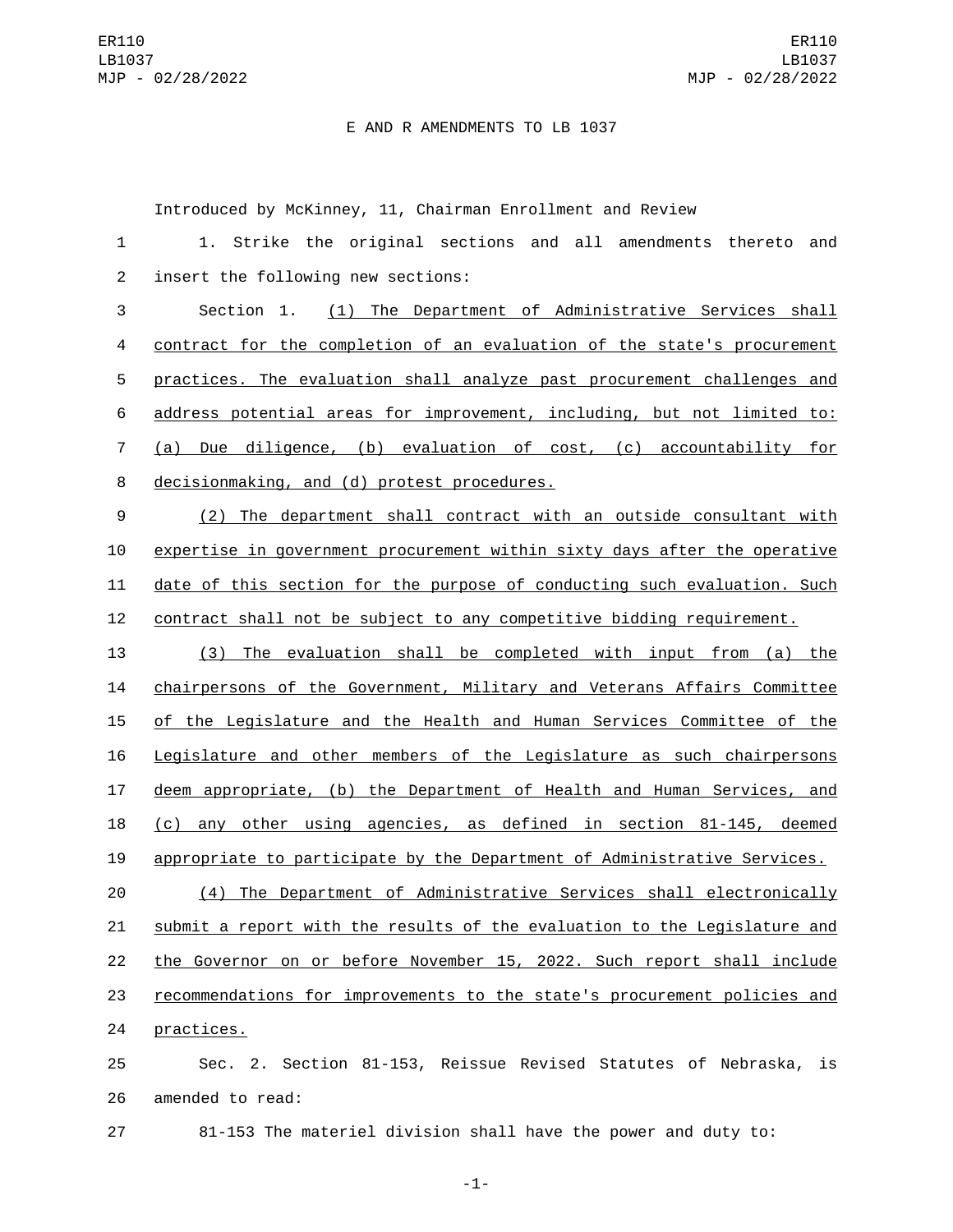E AND R AMENDMENTS TO LB 1037

Introduced by McKinney, 11, Chairman Enrollment and Review

1. Strike the original sections and all amendments thereto and insert the following new sections:

Section 1. (1) The Department of Administrative Services shall contract for the completion of an evaluation of the state's procurement practices. The evaluation shall analyze past procurement challenges and address potential areas for improvement, including, but not limited to: (a) Due diligence, (b) evaluation of cost, (c) accountability for decisionmaking, and (d) protest procedures.

(2) The department shall contract with an outside consultant with expertise in government procurement within sixty days after the operative date of this section for the purpose of conducting such evaluation. Such contract shall not be subject to any competitive bidding requirement.

(3) The evaluation shall be completed with input from (a) the chairpersons of the Government, Military and Veterans Affairs Committee of the Legislature and the Health and Human Services Committee of the Legislature and other members of the Legislature as such chairpersons deem appropriate, (b) the Department of Health and Human Services, and (c) any other using agencies, as defined in section 81-145, deemed appropriate to participate by the Department of Administrative Services.

(4) The Department of Administrative Services shall electronically submit a report with the results of the evaluation to the Legislature and the Governor on or before November 15, 2022. Such report shall include recommendations for improvements to the state's procurement policies and practices.

Sec. 2. Section 81-153, Reissue Revised Statutes of Nebraska, is amended to read:

81-153 The materiel division shall have the power and duty to: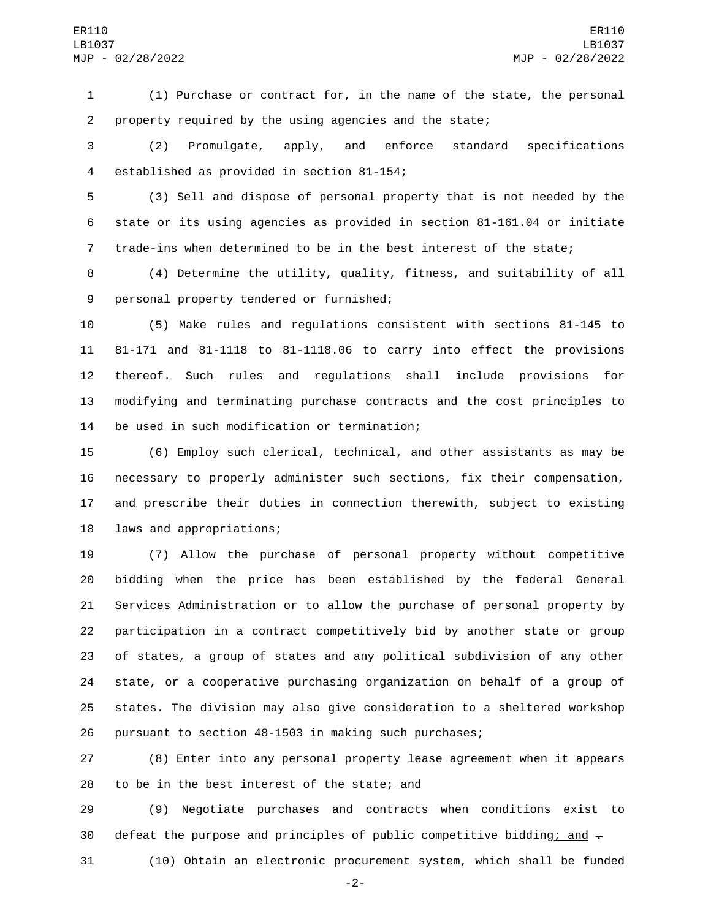(1) Purchase or contract for, in the name of the state, the personal property required by the using agencies and the state;

(2) Promulgate, apply, and enforce standard specifications established as provided in section 81-154;

(3) Sell and dispose of personal property that is not needed by the state or its using agencies as provided in section 81-161.04 or initiate trade-ins when determined to be in the best interest of the state;

(4) Determine the utility, quality, fitness, and suitability of all personal property tendered or furnished;

(5) Make rules and regulations consistent with sections 81-145 to 81-171 and 81-1118 to 81-1118.06 to carry into effect the provisions thereof. Such rules and regulations shall include provisions for modifying and terminating purchase contracts and the cost principles to be used in such modification or termination;

(6) Employ such clerical, technical, and other assistants as may be necessary to properly administer such sections, fix their compensation, and prescribe their duties in connection therewith, subject to existing laws and appropriations;

(7) Allow the purchase of personal property without competitive bidding when the price has been established by the federal General Services Administration or to allow the purchase of personal property by participation in a contract competitively bid by another state or group of states, a group of states and any political subdivision of any other state, or a cooperative purchasing organization on behalf of a group of states. The division may also give consideration to a sheltered workshop pursuant to section 48-1503 in making such purchases;

(8) Enter into any personal property lease agreement when it appears to be in the best interest of the state; ~~and~~

(9) Negotiate purchases and contracts when conditions exist to defeat the purpose and principles of public competitive bidding; and ~~.~~

(10) Obtain an electronic procurement system, which shall be funded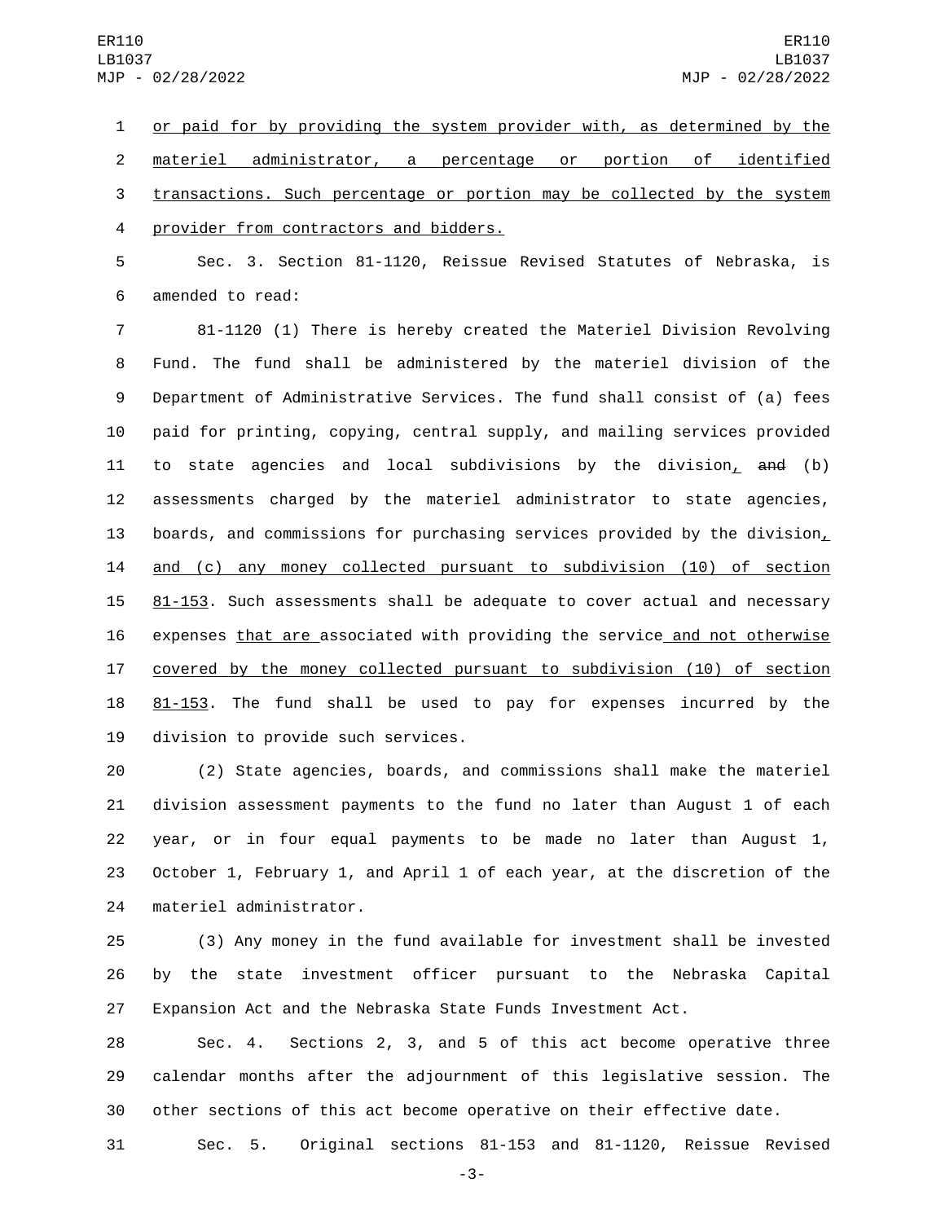or paid for by providing the system provider with, as determined by the materiel administrator, a percentage or portion of identified transactions. Such percentage or portion may be collected by the system provider from contractors and bidders.

Sec. 3. Section 81-1120, Reissue Revised Statutes of Nebraska, is amended to read:

81-1120 (1) There is hereby created the Materiel Division Revolving Fund. The fund shall be administered by the materiel division of the Department of Administrative Services. The fund shall consist of (a) fees paid for printing, copying, central supply, and mailing services provided to state agencies and local subdivisions by the division, ~~and~~ (b) assessments charged by the materiel administrator to state agencies, boards, and commissions for purchasing services provided by the division, and (c) any money collected pursuant to subdivision (10) of section 81-153. Such assessments shall be adequate to cover actual and necessary expenses that are associated with providing the service and not otherwise covered by the money collected pursuant to subdivision (10) of section 81-153. The fund shall be used to pay for expenses incurred by the division to provide such services.

(2) State agencies, boards, and commissions shall make the materiel division assessment payments to the fund no later than August 1 of each year, or in four equal payments to be made no later than August 1, October 1, February 1, and April 1 of each year, at the discretion of the materiel administrator.

(3) Any money in the fund available for investment shall be invested by the state investment officer pursuant to the Nebraska Capital Expansion Act and the Nebraska State Funds Investment Act.

Sec. 4. Sections 2, 3, and 5 of this act become operative three calendar months after the adjournment of this legislative session. The other sections of this act become operative on their effective date.

Sec. 5. Original sections 81-153 and 81-1120, Reissue Revised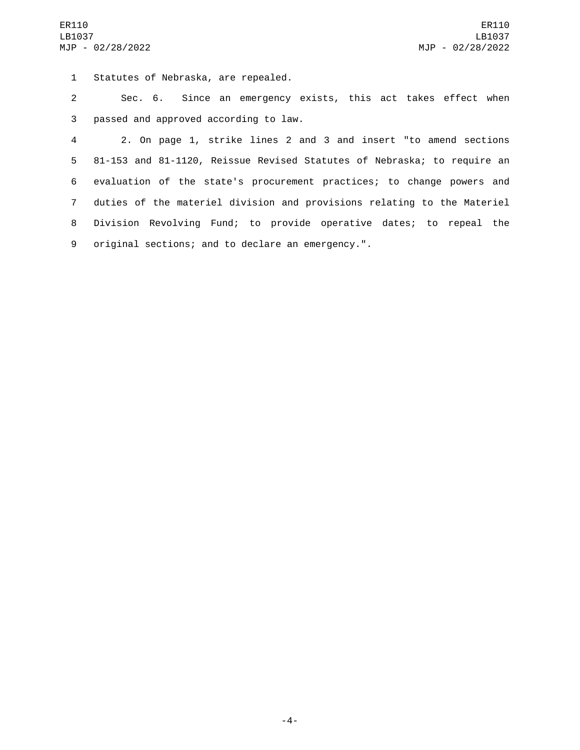Statutes of Nebraska, are repealed.

Sec. 6. Since an emergency exists, this act takes effect when passed and approved according to law.

2. On page 1, strike lines 2 and 3 and insert "to amend sections 81-153 and 81-1120, Reissue Revised Statutes of Nebraska; to require an evaluation of the state's procurement practices; to change powers and duties of the materiel division and provisions relating to the Materiel Division Revolving Fund; to provide operative dates; to repeal the original sections; and to declare an emergency.".